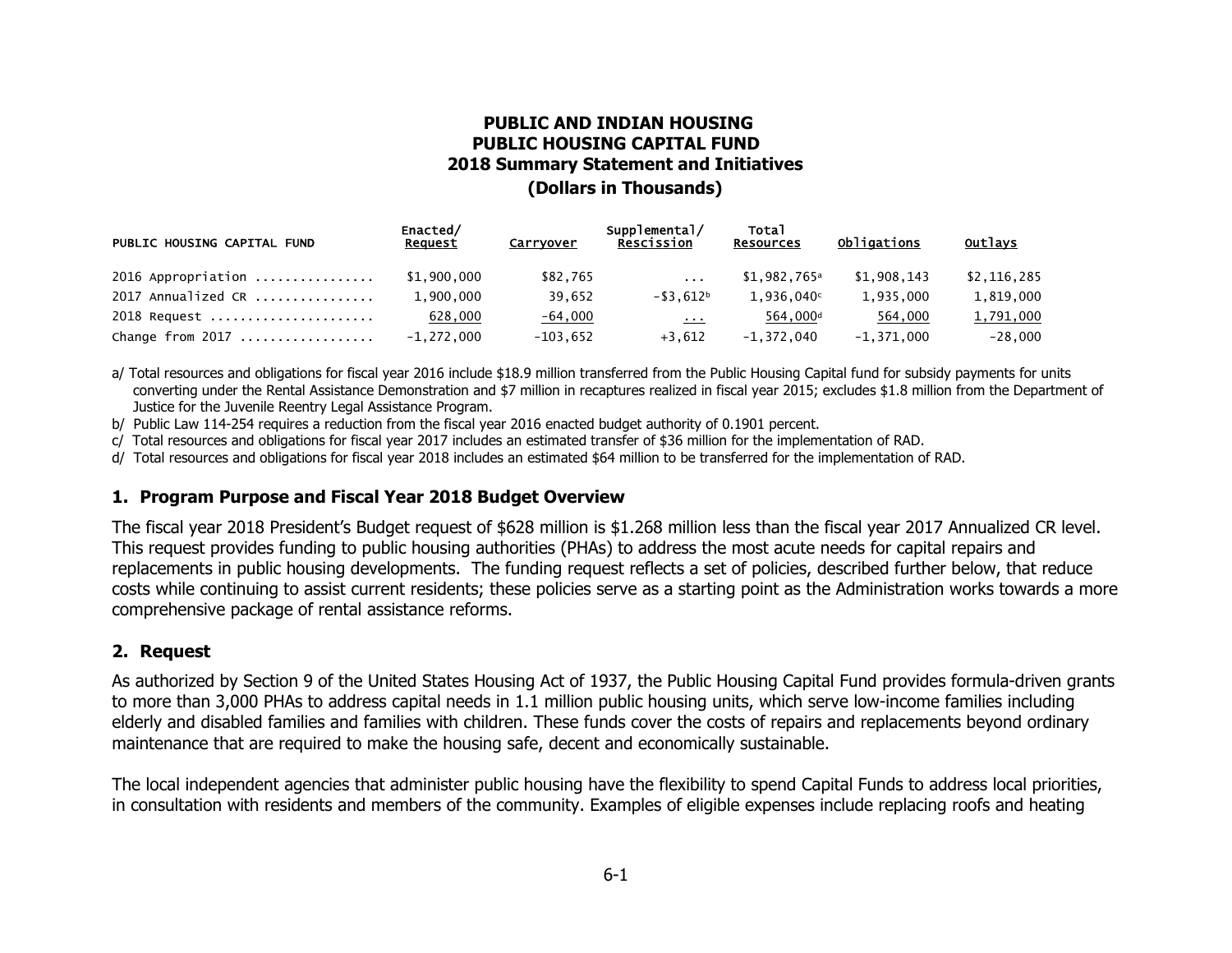# PUBLIC AND INDIAN HOUSING
# PUBLIC HOUSING CAPITAL FUND
## 2018 Summary Statement and Initiatives
### (Dollars in Thousands)

| PUBLIC HOUSING CAPITAL FUND | Enacted/ Request | Carryover | Supplemental/ Rescission | Total Resources | Obligations | Outlays |
|---|---|---|---|---|---|---|
| 2016 Appropriation ................ | $1,900,000 | $82,765 | ... | $1,982,765[a] | $1,908,143 | $2,116,285 |
| 2017 Annualized CR ................ | 1,900,000 | 39,652 | -$3,612[b] | 1,936,040[c] | 1,935,000 | 1,819,000 |
| 2018 Request ...................... | 628,000 | -64,000 | ... | 564,000[d] | 564,000 | 1,791,000 |
| Change from 2017 .................. | -1,272,000 | -103,652 | +3,612 | -1,372,040 | -1,371,000 | -28,000 |

a/ Total resources and obligations for fiscal year 2016 include $18.9 million transferred from the Public Housing Capital fund for subsidy payments for units converting under the Rental Assistance Demonstration and $7 million in recaptures realized in fiscal year 2015; excludes $1.8 million from the Department of Justice for the Juvenile Reentry Legal Assistance Program.

b/ Public Law 114-254 requires a reduction from the fiscal year 2016 enacted budget authority of 0.1901 percent.

c/ Total resources and obligations for fiscal year 2017 includes an estimated transfer of $36 million for the implementation of RAD.

d/ Total resources and obligations for fiscal year 2018 includes an estimated $64 million to be transferred for the implementation of RAD.

## 1. Program Purpose and Fiscal Year 2018 Budget Overview

The fiscal year 2018 President's Budget request of $628 million is $1.268 million less than the fiscal year 2017 Annualized CR level. This request provides funding to public housing authorities (PHAs) to address the most acute needs for capital repairs and replacements in public housing developments. The funding request reflects a set of policies, described further below, that reduce costs while continuing to assist current residents; these policies serve as a starting point as the Administration works towards a more comprehensive package of rental assistance reforms.

## 2. Request

As authorized by Section 9 of the United States Housing Act of 1937, the Public Housing Capital Fund provides formula-driven grants to more than 3,000 PHAs to address capital needs in 1.1 million public housing units, which serve low-income families including elderly and disabled families and families with children. These funds cover the costs of repairs and replacements beyond ordinary maintenance that are required to make the housing safe, decent and economically sustainable.

The local independent agencies that administer public housing have the flexibility to spend Capital Funds to address local priorities, in consultation with residents and members of the community. Examples of eligible expenses include replacing roofs and heating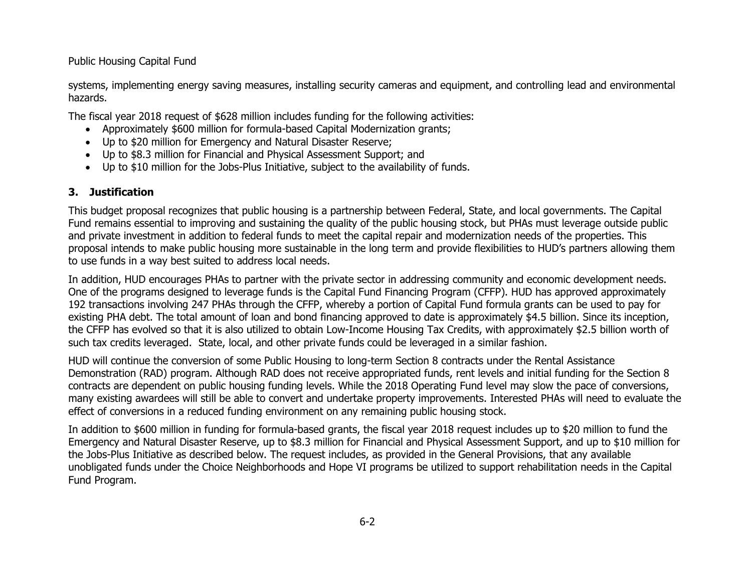systems, implementing energy saving measures, installing security cameras and equipment, and controlling lead and environmental hazards.

The fiscal year 2018 request of $628 million includes funding for the following activities:

- Approximately $600 million for formula-based Capital Modernization grants;
- Up to $20 million for Emergency and Natural Disaster Reserve;
- Up to $8.3 million for Financial and Physical Assessment Support; and
- Up to $10 million for the Jobs-Plus Initiative, subject to the availability of funds.

## 3. Justification

This budget proposal recognizes that public housing is a partnership between Federal, State, and local governments. The Capital Fund remains essential to improving and sustaining the quality of the public housing stock, but PHAs must leverage outside public and private investment in addition to federal funds to meet the capital repair and modernization needs of the properties. This proposal intends to make public housing more sustainable in the long term and provide flexibilities to HUD's partners allowing them to use funds in a way best suited to address local needs.

In addition, HUD encourages PHAs to partner with the private sector in addressing community and economic development needs. One of the programs designed to leverage funds is the Capital Fund Financing Program (CFFP). HUD has approved approximately 192 transactions involving 247 PHAs through the CFFP, whereby a portion of Capital Fund formula grants can be used to pay for existing PHA debt. The total amount of loan and bond financing approved to date is approximately $4.5 billion. Since its inception, the CFFP has evolved so that it is also utilized to obtain Low-Income Housing Tax Credits, with approximately $2.5 billion worth of such tax credits leveraged. State, local, and other private funds could be leveraged in a similar fashion.

HUD will continue the conversion of some Public Housing to long-term Section 8 contracts under the Rental Assistance Demonstration (RAD) program. Although RAD does not receive appropriated funds, rent levels and initial funding for the Section 8 contracts are dependent on public housing funding levels. While the 2018 Operating Fund level may slow the pace of conversions, many existing awardees will still be able to convert and undertake property improvements. Interested PHAs will need to evaluate the effect of conversions in a reduced funding environment on any remaining public housing stock.

In addition to $600 million in funding for formula-based grants, the fiscal year 2018 request includes up to $20 million to fund the Emergency and Natural Disaster Reserve, up to $8.3 million for Financial and Physical Assessment Support, and up to $10 million for the Jobs-Plus Initiative as described below. The request includes, as provided in the General Provisions, that any available unobligated funds under the Choice Neighborhoods and Hope VI programs be utilized to support rehabilitation needs in the Capital Fund Program.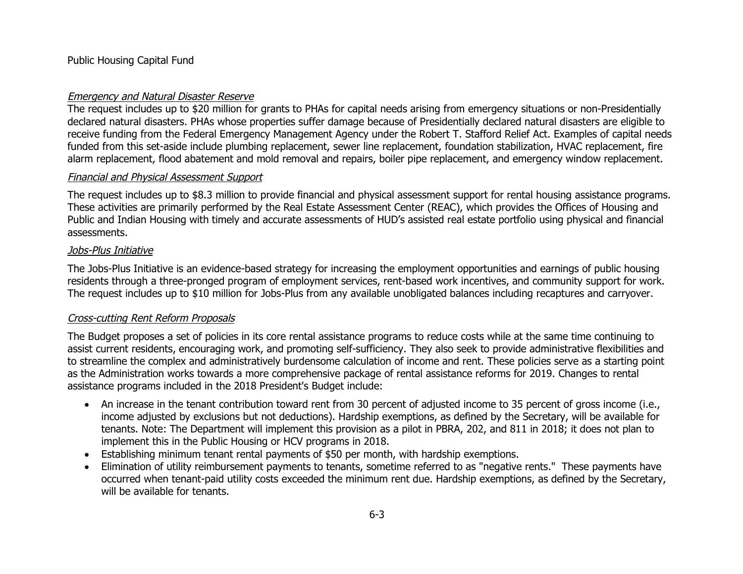Public Housing Capital Fund

### *Emergency and Natural Disaster Reserve*

The request includes up to $20 million for grants to PHAs for capital needs arising from emergency situations or non-Presidentially declared natural disasters. PHAs whose properties suffer damage because of Presidentially declared natural disasters are eligible to receive funding from the Federal Emergency Management Agency under the Robert T. Stafford Relief Act. Examples of capital needs funded from this set-aside include plumbing replacement, sewer line replacement, foundation stabilization, HVAC replacement, fire alarm replacement, flood abatement and mold removal and repairs, boiler pipe replacement, and emergency window replacement.

### *Financial and Physical Assessment Support*

The request includes up to $8.3 million to provide financial and physical assessment support for rental housing assistance programs. These activities are primarily performed by the Real Estate Assessment Center (REAC), which provides the Offices of Housing and Public and Indian Housing with timely and accurate assessments of HUD's assisted real estate portfolio using physical and financial assessments.

### *Jobs-Plus Initiative*

The Jobs-Plus Initiative is an evidence-based strategy for increasing the employment opportunities and earnings of public housing residents through a three-pronged program of employment services, rent-based work incentives, and community support for work. The request includes up to $10 million for Jobs-Plus from any available unobligated balances including recaptures and carryover.

### *Cross-cutting Rent Reform Proposals*

The Budget proposes a set of policies in its core rental assistance programs to reduce costs while at the same time continuing to assist current residents, encouraging work, and promoting self-sufficiency. They also seek to provide administrative flexibilities and to streamline the complex and administratively burdensome calculation of income and rent. These policies serve as a starting point as the Administration works towards a more comprehensive package of rental assistance reforms for 2019. Changes to rental assistance programs included in the 2018 President's Budget include:

- An increase in the tenant contribution toward rent from 30 percent of adjusted income to 35 percent of gross income (i.e., income adjusted by exclusions but not deductions). Hardship exemptions, as defined by the Secretary, will be available for tenants. Note: The Department will implement this provision as a pilot in PBRA, 202, and 811 in 2018; it does not plan to implement this in the Public Housing or HCV programs in 2018.
- Establishing minimum tenant rental payments of $50 per month, with hardship exemptions.
- Elimination of utility reimbursement payments to tenants, sometime referred to as "negative rents." These payments have occurred when tenant-paid utility costs exceeded the minimum rent due. Hardship exemptions, as defined by the Secretary, will be available for tenants.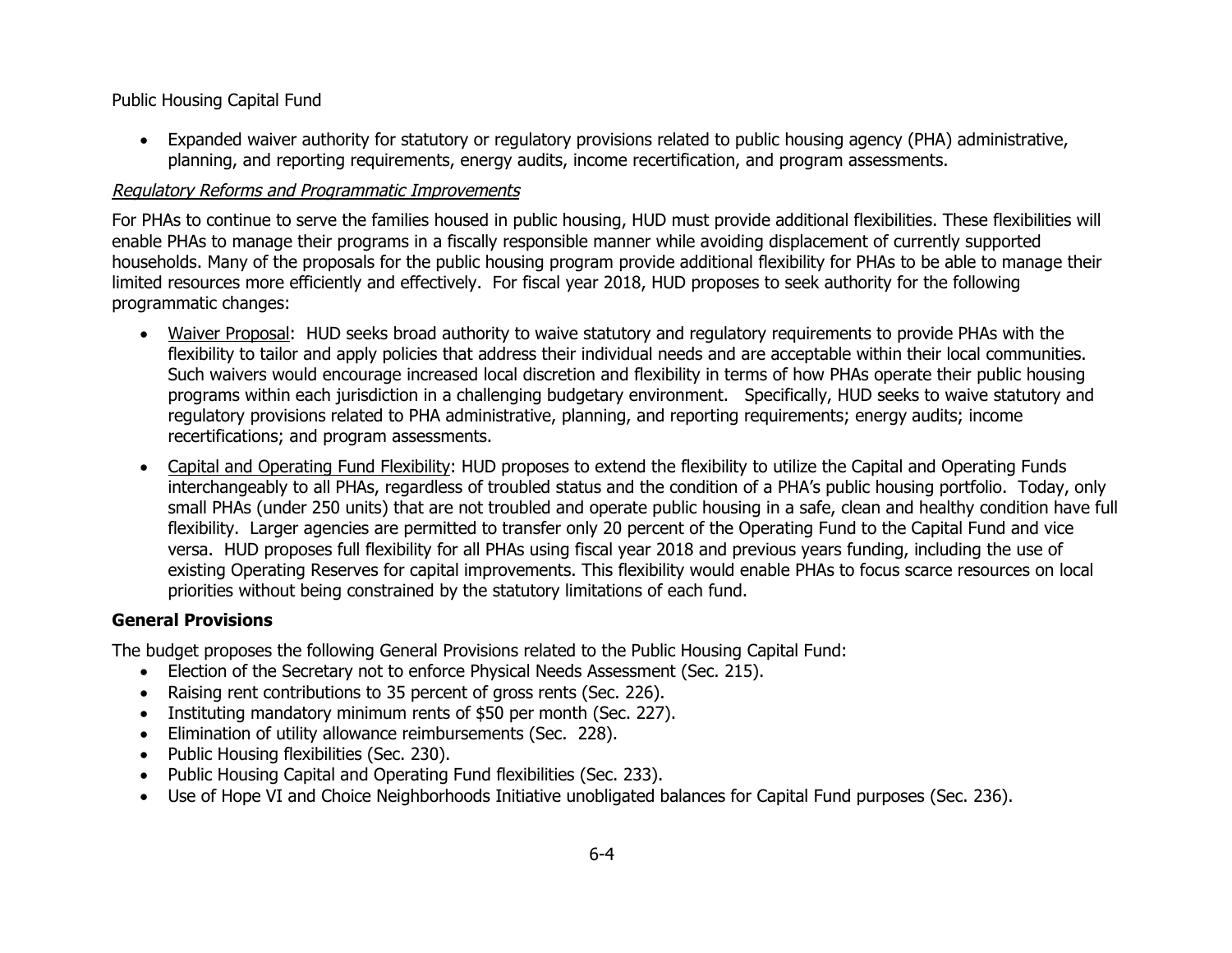Public Housing Capital Fund

- Expanded waiver authority for statutory or regulatory provisions related to public housing agency (PHA) administrative, planning, and reporting requirements, energy audits, income recertification, and program assessments.

*Regulatory Reforms and Programmatic Improvements*

For PHAs to continue to serve the families housed in public housing, HUD must provide additional flexibilities. These flexibilities will enable PHAs to manage their programs in a fiscally responsible manner while avoiding displacement of currently supported households. Many of the proposals for the public housing program provide additional flexibility for PHAs to be able to manage their limited resources more efficiently and effectively. For fiscal year 2018, HUD proposes to seek authority for the following programmatic changes:

- Waiver Proposal: HUD seeks broad authority to waive statutory and regulatory requirements to provide PHAs with the flexibility to tailor and apply policies that address their individual needs and are acceptable within their local communities. Such waivers would encourage increased local discretion and flexibility in terms of how PHAs operate their public housing programs within each jurisdiction in a challenging budgetary environment. Specifically, HUD seeks to waive statutory and regulatory provisions related to PHA administrative, planning, and reporting requirements; energy audits; income recertifications; and program assessments.
- Capital and Operating Fund Flexibility: HUD proposes to extend the flexibility to utilize the Capital and Operating Funds interchangeably to all PHAs, regardless of troubled status and the condition of a PHA's public housing portfolio. Today, only small PHAs (under 250 units) that are not troubled and operate public housing in a safe, clean and healthy condition have full flexibility. Larger agencies are permitted to transfer only 20 percent of the Operating Fund to the Capital Fund and vice versa. HUD proposes full flexibility for all PHAs using fiscal year 2018 and previous years funding, including the use of existing Operating Reserves for capital improvements. This flexibility would enable PHAs to focus scarce resources on local priorities without being constrained by the statutory limitations of each fund.

**General Provisions**

The budget proposes the following General Provisions related to the Public Housing Capital Fund:

- Election of the Secretary not to enforce Physical Needs Assessment (Sec. 215).
- Raising rent contributions to 35 percent of gross rents (Sec. 226).
- Instituting mandatory minimum rents of $50 per month (Sec. 227).
- Elimination of utility allowance reimbursements (Sec. 228).
- Public Housing flexibilities (Sec. 230).
- Public Housing Capital and Operating Fund flexibilities (Sec. 233).
- Use of Hope VI and Choice Neighborhoods Initiative unobligated balances for Capital Fund purposes (Sec. 236).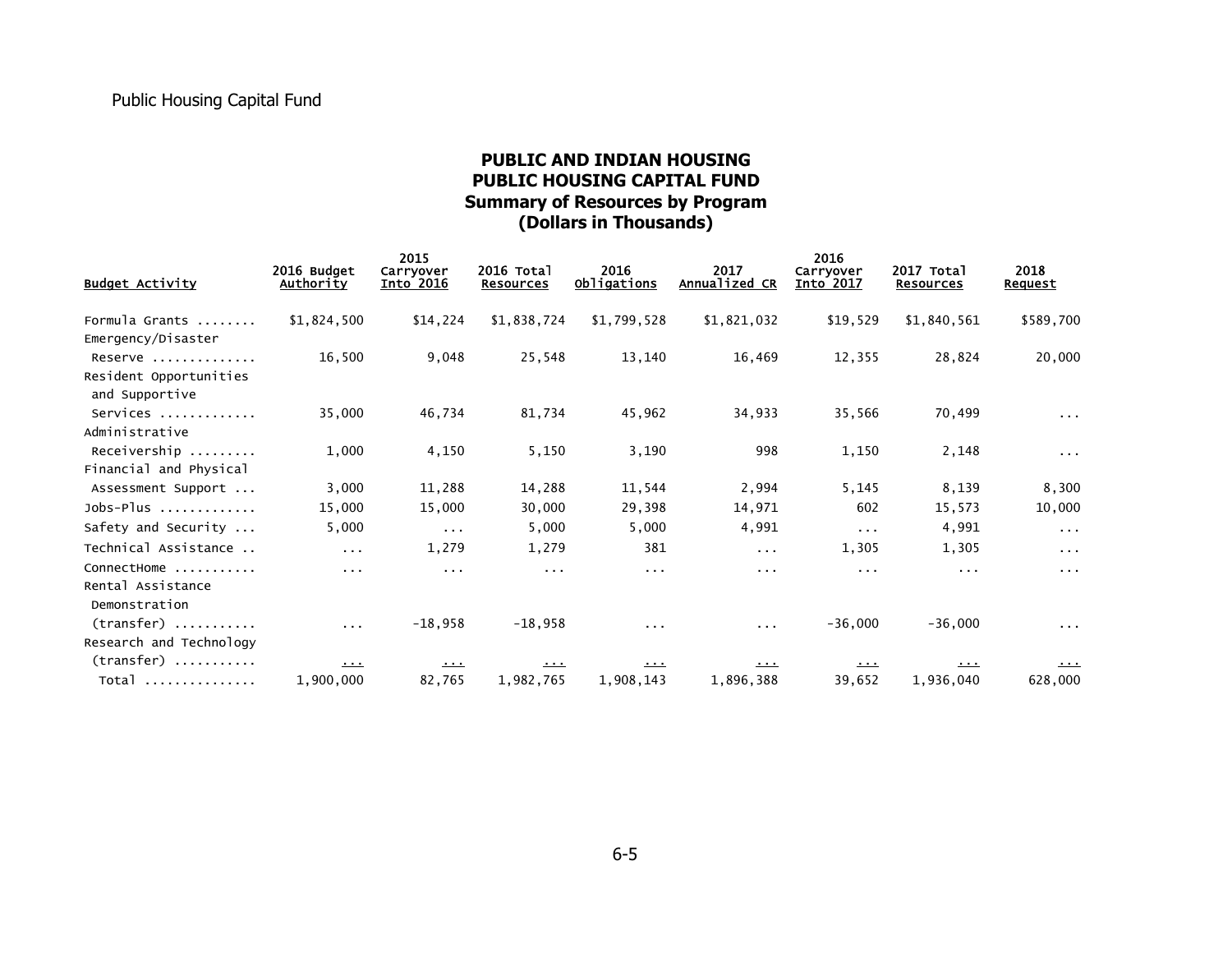Public Housing Capital Fund

## PUBLIC AND INDIAN HOUSING
## PUBLIC HOUSING CAPITAL FUND
### Summary of Resources by Program
### (Dollars in Thousands)

| Budget Activity | 2016 Budget Authority | 2015 Carryover Into 2016 | 2016 Total Resources | 2016 Obligations | 2017 Annualized CR | 2016 Carryover Into 2017 | 2017 Total Resources | 2018 Request |
|---|---|---|---|---|---|---|---|---|
| Formula Grants ........ | $1,824,500 | $14,224 | $1,838,724 | $1,799,528 | $1,821,032 | $19,529 | $1,840,561 | $589,700 |
| Emergency/Disaster Reserve ............. | 16,500 | 9,048 | 25,548 | 13,140 | 16,469 | 12,355 | 28,824 | 20,000 |
| Resident Opportunities and Supportive Services ............ | 35,000 | 46,734 | 81,734 | 45,962 | 34,933 | 35,566 | 70,499 | ... |
| Administrative Receivership ......... | 1,000 | 4,150 | 5,150 | 3,190 | 998 | 1,150 | 2,148 | ... |
| Financial and Physical Assessment Support ... | 3,000 | 11,288 | 14,288 | 11,544 | 2,994 | 5,145 | 8,139 | 8,300 |
| Jobs-Plus ............ | 15,000 | 15,000 | 30,000 | 29,398 | 14,971 | 602 | 15,573 | 10,000 |
| Safety and Security ... | 5,000 | ... | 5,000 | 5,000 | 4,991 | ... | 4,991 | ... |
| Technical Assistance .. | ... | 1,279 | 1,279 | 381 | ... | 1,305 | 1,305 | ... |
| ConnectHome .......... | ... | ... | ... | ... | ... | ... | ... | ... |
| Rental Assistance Demonstration (transfer) .......... | ... | -18,958 | -18,958 | ... | ... | -36,000 | -36,000 | ... |
| Research and Technology (transfer) .......... | ... | ... | ... | ... | ... | ... | ... | ... |
| Total .............. | 1,900,000 | 82,765 | 1,982,765 | 1,908,143 | 1,896,388 | 39,652 | 1,936,040 | 628,000 |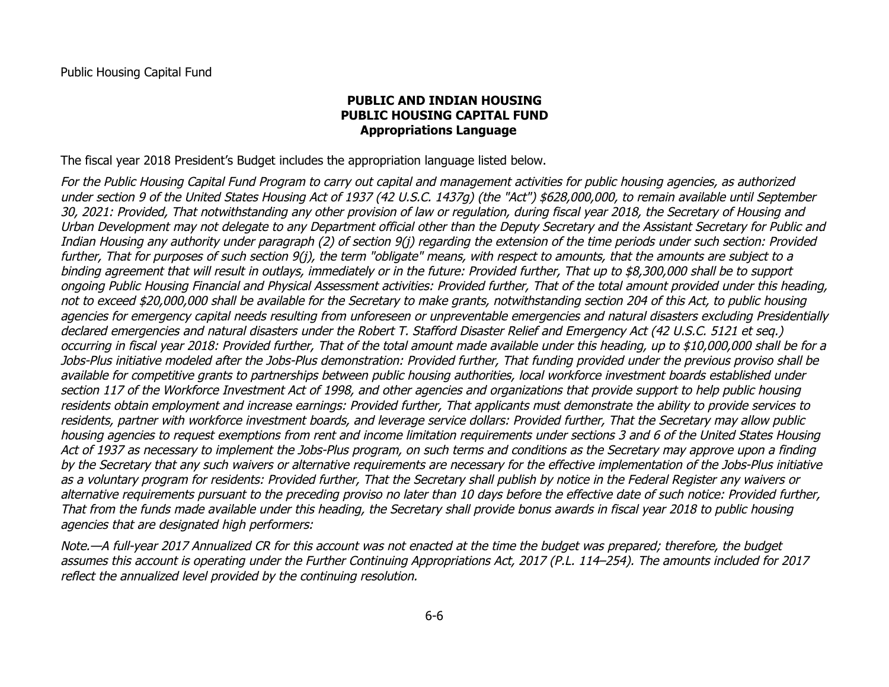Public Housing Capital Fund

**PUBLIC AND INDIAN HOUSING**
**PUBLIC HOUSING CAPITAL FUND**
**Appropriations Language**

The fiscal year 2018 President's Budget includes the appropriation language listed below.

*For the Public Housing Capital Fund Program to carry out capital and management activities for public housing agencies, as authorized under section 9 of the United States Housing Act of 1937 (42 U.S.C. 1437g) (the "Act") $628,000,000, to remain available until September 30, 2021: Provided, That notwithstanding any other provision of law or regulation, during fiscal year 2018, the Secretary of Housing and Urban Development may not delegate to any Department official other than the Deputy Secretary and the Assistant Secretary for Public and Indian Housing any authority under paragraph (2) of section 9(j) regarding the extension of the time periods under such section: Provided further, That for purposes of such section 9(j), the term "obligate" means, with respect to amounts, that the amounts are subject to a binding agreement that will result in outlays, immediately or in the future: Provided further, That up to $8,300,000 shall be to support ongoing Public Housing Financial and Physical Assessment activities: Provided further, That of the total amount provided under this heading, not to exceed $20,000,000 shall be available for the Secretary to make grants, notwithstanding section 204 of this Act, to public housing agencies for emergency capital needs resulting from unforeseen or unpreventable emergencies and natural disasters excluding Presidentially declared emergencies and natural disasters under the Robert T. Stafford Disaster Relief and Emergency Act (42 U.S.C. 5121 et seq.) occurring in fiscal year 2018: Provided further, That of the total amount made available under this heading, up to $10,000,000 shall be for a Jobs-Plus initiative modeled after the Jobs-Plus demonstration: Provided further, That funding provided under the previous proviso shall be available for competitive grants to partnerships between public housing authorities, local workforce investment boards established under section 117 of the Workforce Investment Act of 1998, and other agencies and organizations that provide support to help public housing residents obtain employment and increase earnings: Provided further, That applicants must demonstrate the ability to provide services to residents, partner with workforce investment boards, and leverage service dollars: Provided further, That the Secretary may allow public housing agencies to request exemptions from rent and income limitation requirements under sections 3 and 6 of the United States Housing Act of 1937 as necessary to implement the Jobs-Plus program, on such terms and conditions as the Secretary may approve upon a finding by the Secretary that any such waivers or alternative requirements are necessary for the effective implementation of the Jobs-Plus initiative as a voluntary program for residents: Provided further, That the Secretary shall publish by notice in the Federal Register any waivers or alternative requirements pursuant to the preceding proviso no later than 10 days before the effective date of such notice: Provided further, That from the funds made available under this heading, the Secretary shall provide bonus awards in fiscal year 2018 to public housing agencies that are designated high performers:*

*Note.—A full-year 2017 Annualized CR for this account was not enacted at the time the budget was prepared; therefore, the budget assumes this account is operating under the Further Continuing Appropriations Act, 2017 (P.L. 114–254). The amounts included for 2017 reflect the annualized level provided by the continuing resolution.*